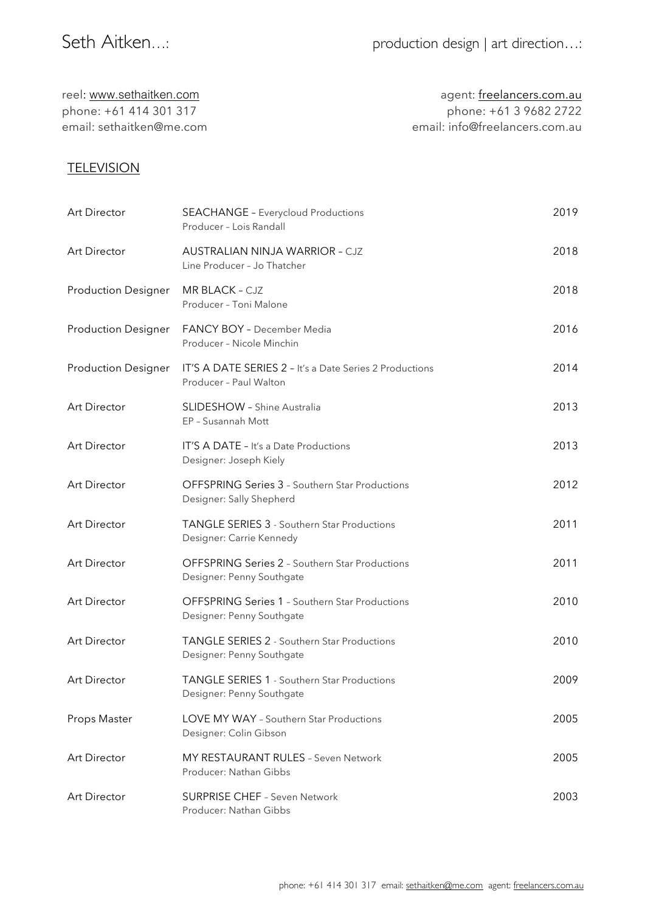# Seth Aitken…:

production design | art direction…:

reel: www.sethaitken.com
phone: +61 414 301 317
email: sethaitken@me.com

agent: freelancers.com.au
phone: +61 3 9682 2722
email: info@freelancers.com.au

## TELEVISION

| Role | Production | Year |
|---|---|---|
| Art Director | SEACHANGE – Everycloud Productions<br>Producer – Lois Randall | 2019 |
| Art Director | AUSTRALIAN NINJA WARRIOR – CJZ<br>Line Producer – Jo Thatcher | 2018 |
| Production Designer | MR BLACK – CJZ<br>Producer – Toni Malone | 2018 |
| Production Designer | FANCY BOY – December Media<br>Producer – Nicole Minchin | 2016 |
| Production Designer | IT'S A DATE SERIES 2 – It's a Date Series 2 Productions<br>Producer – Paul Walton | 2014 |
| Art Director | SLIDESHOW – Shine Australia<br>EP – Susannah Mott | 2013 |
| Art Director | IT'S A DATE – It's a Date Productions<br>Designer: Joseph Kiely | 2013 |
| Art Director | OFFSPRING Series 3 – Southern Star Productions<br>Designer: Sally Shepherd | 2012 |
| Art Director | TANGLE SERIES 3 - Southern Star Productions<br>Designer: Carrie Kennedy | 2011 |
| Art Director | OFFSPRING Series 2 – Southern Star Productions<br>Designer: Penny Southgate | 2011 |
| Art Director | OFFSPRING Series 1 – Southern Star Productions<br>Designer: Penny Southgate | 2010 |
| Art Director | TANGLE SERIES 2 - Southern Star Productions<br>Designer: Penny Southgate | 2010 |
| Art Director | TANGLE SERIES 1 - Southern Star Productions<br>Designer: Penny Southgate | 2009 |
| Props Master | LOVE MY WAY – Southern Star Productions<br>Designer: Colin Gibson | 2005 |
| Art Director | MY RESTAURANT RULES – Seven Network<br>Producer: Nathan Gibbs | 2005 |
| Art Director | SURPRISE CHEF – Seven Network<br>Producer: Nathan Gibbs | 2003 |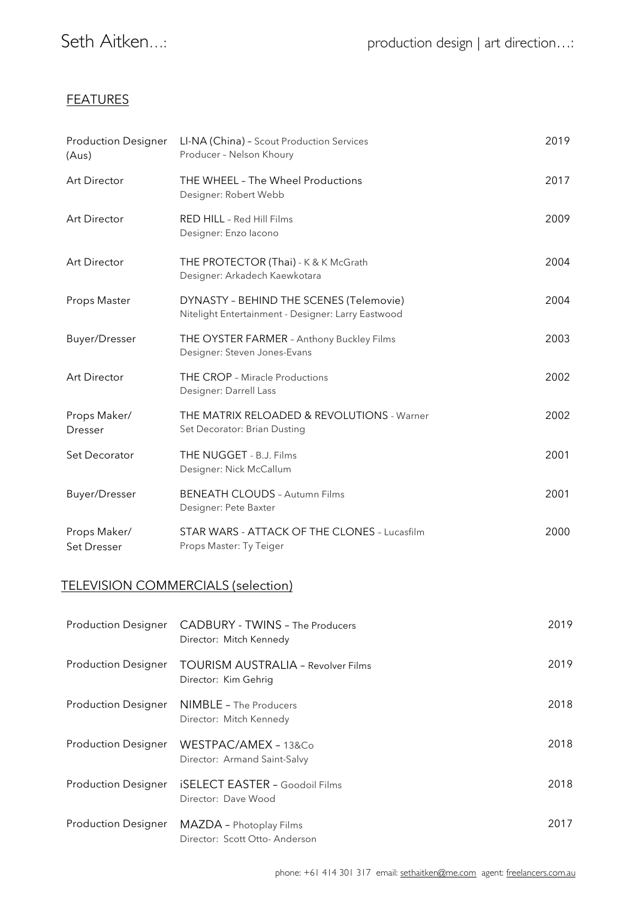Seth Aitken…: production design | art direction…:

## FEATURES

| Role | Production | Year |
|---|---|---|
| Production Designer (Aus) | LI-NA (China) – Scout Production Services<br>Producer – Nelson Khoury | 2019 |
| Art Director | THE WHEEL – The Wheel Productions<br>Designer: Robert Webb | 2017 |
| Art Director | RED HILL – Red Hill Films<br>Designer: Enzo Iacono | 2009 |
| Art Director | THE PROTECTOR (Thai) - K & K McGrath<br>Designer: Arkadech Kaewkotara | 2004 |
| Props Master | DYNASTY – BEHIND THE SCENES (Telemovie)<br>Nitelight Entertainment - Designer: Larry Eastwood | 2004 |
| Buyer/Dresser | THE OYSTER FARMER – Anthony Buckley Films<br>Designer: Steven Jones-Evans | 2003 |
| Art Director | THE CROP – Miracle Productions<br>Designer: Darrell Lass | 2002 |
| Props Maker/ Dresser | THE MATRIX RELOADED & REVOLUTIONS - Warner<br>Set Decorator: Brian Dusting | 2002 |
| Set Decorator | THE NUGGET - B.J. Films<br>Designer: Nick McCallum | 2001 |
| Buyer/Dresser | BENEATH CLOUDS – Autumn Films<br>Designer: Pete Baxter | 2001 |
| Props Maker/ Set Dresser | STAR WARS - ATTACK OF THE CLONES – Lucasfilm<br>Props Master: Ty Teiger | 2000 |

## TELEVISION COMMERCIALS (selection)

| Role | Production | Year |
|---|---|---|
| Production Designer | CADBURY - TWINS – The Producers<br>Director: Mitch Kennedy | 2019 |
| Production Designer | TOURISM AUSTRALIA – Revolver Films<br>Director: Kim Gehrig | 2019 |
| Production Designer | NIMBLE – The Producers<br>Director: Mitch Kennedy | 2018 |
| Production Designer | WESTPAC/AMEX – 13&Co<br>Director: Armand Saint-Salvy | 2018 |
| Production Designer | iSELECT EASTER – Goodoil Films<br>Director: Dave Wood | 2018 |
| Production Designer | MAZDA – Photoplay Films<br>Director: Scott Otto- Anderson | 2017 |

phone: +61 414 301 317 email: sethaitken@me.com agent: freelancers.com.au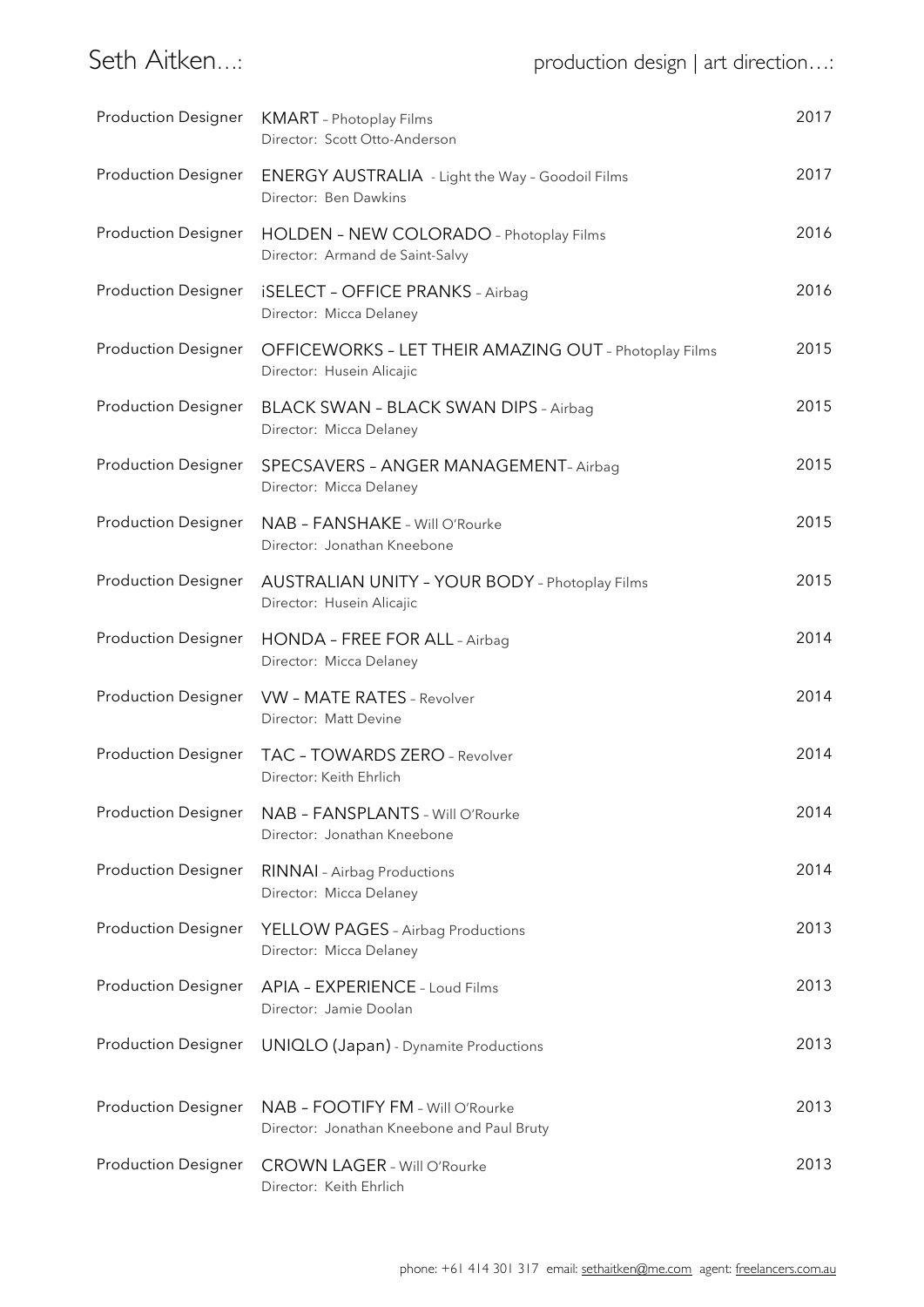Seth Aitken…: production design | art direction…:

| | | |
|---|---|---|
| Production Designer | KMART – Photoplay Films<br>Director: Scott Otto-Anderson | 2017 |
| Production Designer | ENERGY AUSTRALIA - Light the Way – Goodoil Films<br>Director: Ben Dawkins | 2017 |
| Production Designer | HOLDEN – NEW COLORADO – Photoplay Films<br>Director: Armand de Saint-Salvy | 2016 |
| Production Designer | iSELECT – OFFICE PRANKS – Airbag<br>Director: Micca Delaney | 2016 |
| Production Designer | OFFICEWORKS – LET THEIR AMAZING OUT – Photoplay Films<br>Director: Husein Alicajic | 2015 |
| Production Designer | BLACK SWAN – BLACK SWAN DIPS – Airbag<br>Director: Micca Delaney | 2015 |
| Production Designer | SPECSAVERS – ANGER MANAGEMENT– Airbag<br>Director: Micca Delaney | 2015 |
| Production Designer | NAB – FANSHAKE – Will O'Rourke<br>Director: Jonathan Kneebone | 2015 |
| Production Designer | AUSTRALIAN UNITY – YOUR BODY – Photoplay Films<br>Director: Husein Alicajic | 2015 |
| Production Designer | HONDA – FREE FOR ALL – Airbag<br>Director: Micca Delaney | 2014 |
| Production Designer | VW – MATE RATES – Revolver<br>Director: Matt Devine | 2014 |
| Production Designer | TAC – TOWARDS ZERO – Revolver<br>Director: Keith Ehrlich | 2014 |
| Production Designer | NAB – FANSPLANTS – Will O'Rourke<br>Director: Jonathan Kneebone | 2014 |
| Production Designer | RINNAI – Airbag Productions<br>Director: Micca Delaney | 2014 |
| Production Designer | YELLOW PAGES – Airbag Productions<br>Director: Micca Delaney | 2013 |
| Production Designer | APIA – EXPERIENCE – Loud Films<br>Director: Jamie Doolan | 2013 |
| Production Designer | UNIQLO (Japan) - Dynamite Productions | 2013 |
| Production Designer | NAB – FOOTIFY FM – Will O'Rourke<br>Director: Jonathan Kneebone and Paul Bruty | 2013 |
| Production Designer | CROWN LAGER – Will O'Rourke<br>Director: Keith Ehrlich | 2013 |

phone: +61 414 301 317 email: sethaitken@me.com agent: freelancers.com.au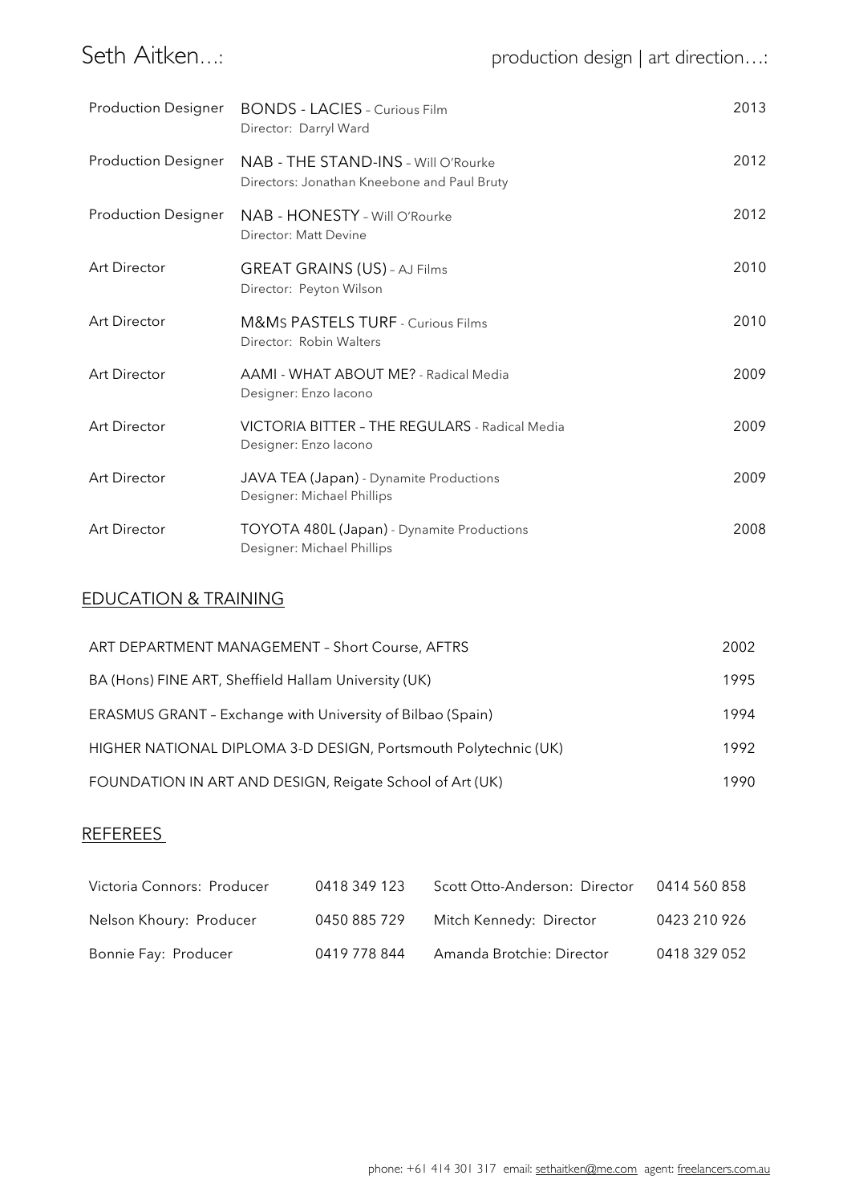Seth Aitken…: production design | art direction…:

| | | |
|---|---|---|
| Production Designer | BONDS - LACIES – Curious Film<br>Director: Darryl Ward | 2013 |
| Production Designer | NAB - THE STAND-INS – Will O'Rourke<br>Directors: Jonathan Kneebone and Paul Bruty | 2012 |
| Production Designer | NAB - HONESTY – Will O'Rourke<br>Director: Matt Devine | 2012 |
| Art Director | GREAT GRAINS (US) – AJ Films<br>Director: Peyton Wilson | 2010 |
| Art Director | M&MS PASTELS TURF - Curious Films<br>Director: Robin Walters | 2010 |
| Art Director | AAMI - WHAT ABOUT ME? - Radical Media<br>Designer: Enzo Iacono | 2009 |
| Art Director | VICTORIA BITTER – THE REGULARS - Radical Media<br>Designer: Enzo Iacono | 2009 |
| Art Director | JAVA TEA (Japan) - Dynamite Productions<br>Designer: Michael Phillips | 2009 |
| Art Director | TOYOTA 480L (Japan) - Dynamite Productions<br>Designer: Michael Phillips | 2008 |

## EDUCATION & TRAINING

| | |
|---|---|
| ART DEPARTMENT MANAGEMENT – Short Course, AFTRS | 2002 |
| BA (Hons) FINE ART, Sheffield Hallam University (UK) | 1995 |
| ERASMUS GRANT – Exchange with University of Bilbao (Spain) | 1994 |
| HIGHER NATIONAL DIPLOMA 3-D DESIGN, Portsmouth Polytechnic (UK) | 1992 |
| FOUNDATION IN ART AND DESIGN, Reigate School of Art (UK) | 1990 |

## REFEREES

| | | | |
|---|---|---|---|
| Victoria Connors: Producer | 0418 349 123 | Scott Otto-Anderson: Director | 0414 560 858 |
| Nelson Khoury: Producer | 0450 885 729 | Mitch Kennedy: Director | 0423 210 926 |
| Bonnie Fay: Producer | 0419 778 844 | Amanda Brotchie: Director | 0418 329 052 |

phone: +61 414 301 317 email: sethaitken@me.com agent: freelancers.com.au